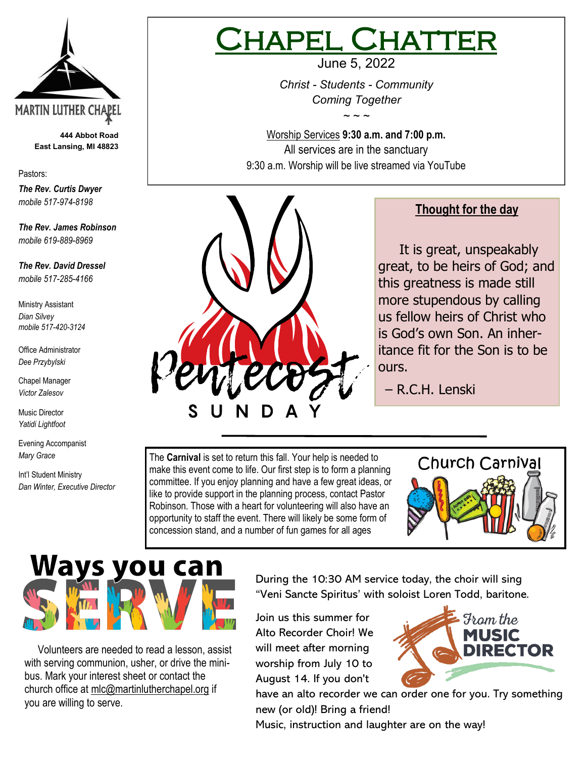MARTIN LUTHER CHAPEL

**444 Abbot Road**
**East Lansing, MI 48823**

Pastors:

***The Rev. Curtis Dwyer***
*mobile 517-974-8198*

***The Rev. James Robinson***
*mobile 619-889-8969*

***The Rev. David Dressel***
*mobile 517-285-4166*

Ministry Assistant
*Dian Silvey*
*mobile 517-420-3124*

Office Administrator
*Dee Przybylski*

Chapel Manager
*Victor Zalesov*

Music Director
*Yatidi Lightfoot*

Evening Accompanist
*Mary Grace*

Int'l Student Ministry
*Dan Winter, Executive Director*

# Chapel Chatter

June 5, 2022

*Christ - Students - Community*
*Coming Together*

~ ~ ~

Worship Services **9:30 a.m. and 7:00 p.m.**
All services are in the sanctuary
9:30 a.m. Worship will be live streamed via YouTube

Pentecost
SUNDAY

## Thought for the day

It is great, unspeakably great, to be heirs of God; and this greatness is made still more stupendous by calling us fellow heirs of Christ who is God's own Son. An inheritance fit for the Son is to be ours.

– R.C.H. Lenski

---

## Church Carnival

The **Carnival** is set to return this fall. Your help is needed to make this event come to life. Our first step is to form a planning committee. If you enjoy planning and have a few great ideas, or like to provide support in the planning process, contact Pastor Robinson. Those with a heart for volunteering will also have an opportunity to staff the event. There will likely be some form of concession stand, and a number of fun games for all ages

## Ways you can SERVE

Volunteers are needed to read a lesson, assist with serving communion, usher, or drive the mini-bus. Mark your interest sheet or contact the church office at mlc@martinlutherchapel.org if you are willing to serve.

## From the MUSIC DIRECTOR

During the 10:30 AM service today, the choir will sing "Veni Sancte Spiritus' with soloist Loren Todd, baritone.

Join us this summer for Alto Recorder Choir! We will meet after morning worship from July 10 to August 14. If you don't have an alto recorder we can order one for you. Try something new (or old)! Bring a friend!

Music, instruction and laughter are on the way!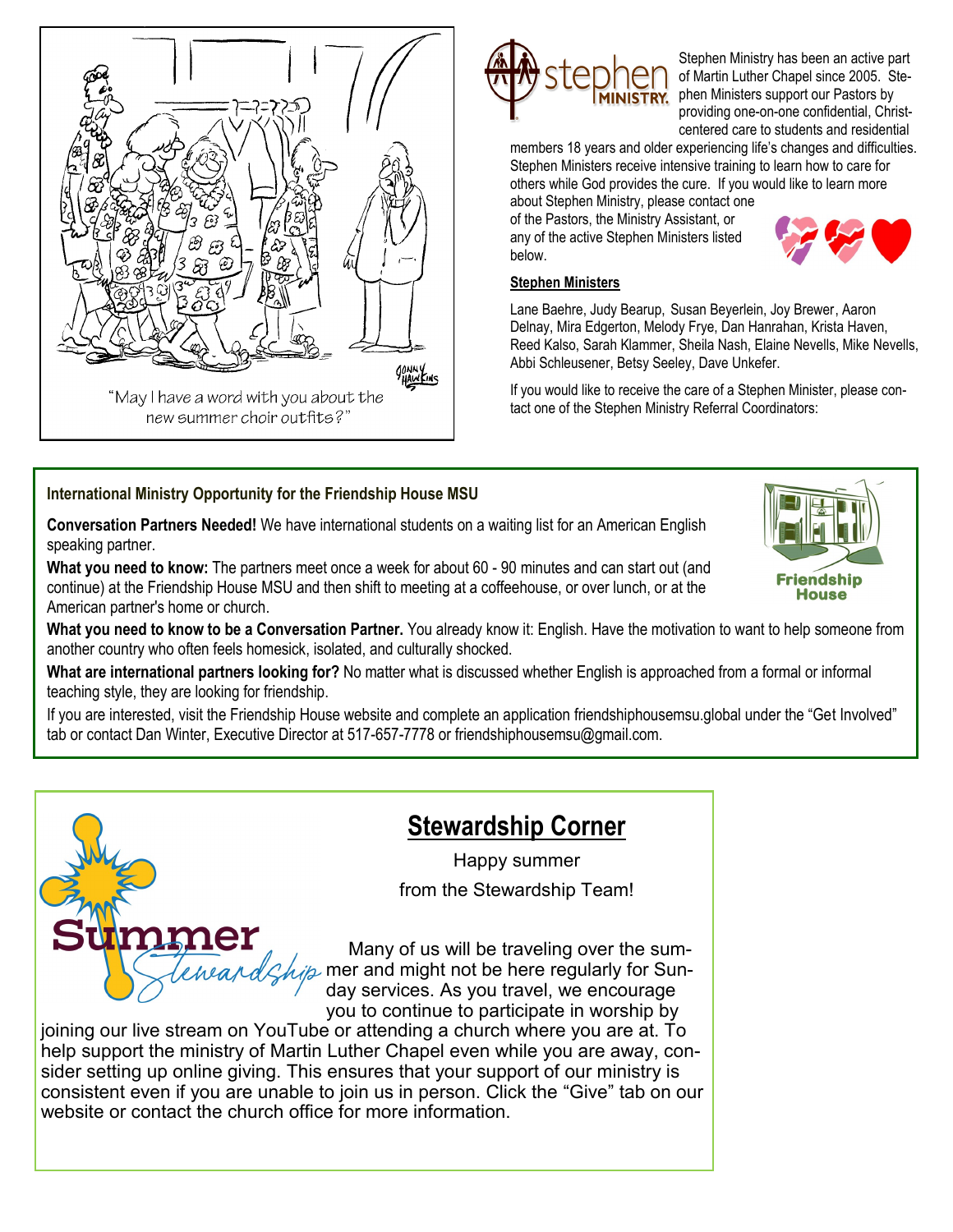"May I have a word with you about the new summer choir outfits?"

Stephen Ministry has been an active part of Martin Luther Chapel since 2005. Stephen Ministers support our Pastors by providing one-on-one confidential, Christ-centered care to students and residential members 18 years and older experiencing life's changes and difficulties. Stephen Ministers receive intensive training to learn how to care for others while God provides the cure. If you would like to learn more about Stephen Ministry, please contact one of the Pastors, the Ministry Assistant, or any of the active Stephen Ministers listed below.

**Stephen Ministers**

Lane Baehre, Judy Bearup, Susan Beyerlein, Joy Brewer, Aaron Delnay, Mira Edgerton, Melody Frye, Dan Hanrahan, Krista Haven, Reed Kalso, Sarah Klammer, Sheila Nash, Elaine Nevells, Mike Nevells, Abbi Schleusener, Betsy Seeley, Dave Unkefer.

If you would like to receive the care of a Stephen Minister, please contact one of the Stephen Ministry Referral Coordinators:

### International Ministry Opportunity for the Friendship House MSU

**Conversation Partners Needed!** We have international students on a waiting list for an American English speaking partner.

**What you need to know:** The partners meet once a week for about 60 - 90 minutes and can start out (and continue) at the Friendship House MSU and then shift to meeting at a coffeehouse, or over lunch, or at the American partner's home or church.

**What you need to know to be a Conversation Partner.** You already know it: English. Have the motivation to want to help someone from another country who often feels homesick, isolated, and culturally shocked.

**What are international partners looking for?** No matter what is discussed whether English is approached from a formal or informal teaching style, they are looking for friendship.

If you are interested, visit the Friendship House website and complete an application friendshiphousemsu.global under the "Get Involved" tab or contact Dan Winter, Executive Director at 517-657-7778 or friendshiphousemsu@gmail.com.

## Stewardship Corner

Happy summer
from the Stewardship Team!

Many of us will be traveling over the summer and might not be here regularly for Sunday services. As you travel, we encourage you to continue to participate in worship by joining our live stream on YouTube or attending a church where you are at. To help support the ministry of Martin Luther Chapel even while you are away, consider setting up online giving. This ensures that your support of our ministry is consistent even if you are unable to join us in person. Click the "Give" tab on our website or contact the church office for more information.